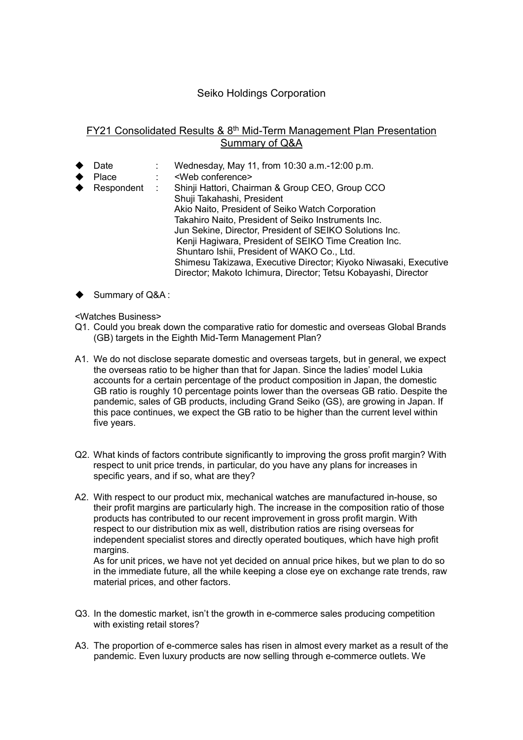Seiko Holdings Corporation

## FY21 Consolidated Results & 8th Mid-Term Management Plan Presentation Summary of Q&A

- Date : Wednesday, May 11, from 10:30 a.m.-12:00 p.m.
- Place : <Web conference>
- Respondent : Shinji Hattori, Chairman & Group CEO, Group CCO  
  Shuji Takahashi, President  
  Akio Naito, President of Seiko Watch Corporation  
  Takahiro Naito, President of Seiko Instruments Inc.  
  Jun Sekine, Director, President of SEIKO Solutions Inc.  
  Kenji Hagiwara, President of SEIKO Time Creation Inc.  
  Shuntaro Ishii, President of WAKO Co., Ltd.  
  Shimesu Takizawa, Executive Director; Kiyoko Niwasaki, Executive Director; Makoto Ichimura, Director; Tetsu Kobayashi, Director

- Summary of Q&A :

<Watches Business>

Q1. Could you break down the comparative ratio for domestic and overseas Global Brands (GB) targets in the Eighth Mid-Term Management Plan?

A1. We do not disclose separate domestic and overseas targets, but in general, we expect the overseas ratio to be higher than that for Japan. Since the ladies' model Lukia accounts for a certain percentage of the product composition in Japan, the domestic GB ratio is roughly 10 percentage points lower than the overseas GB ratio. Despite the pandemic, sales of GB products, including Grand Seiko (GS), are growing in Japan. If this pace continues, we expect the GB ratio to be higher than the current level within five years.

Q2. What kinds of factors contribute significantly to improving the gross profit margin? With respect to unit price trends, in particular, do you have any plans for increases in specific years, and if so, what are they?

A2. With respect to our product mix, mechanical watches are manufactured in-house, so their profit margins are particularly high. The increase in the composition ratio of those products has contributed to our recent improvement in gross profit margin. With respect to our distribution mix as well, distribution ratios are rising overseas for independent specialist stores and directly operated boutiques, which have high profit margins.  
As for unit prices, we have not yet decided on annual price hikes, but we plan to do so in the immediate future, all the while keeping a close eye on exchange rate trends, raw material prices, and other factors.

Q3. In the domestic market, isn't the growth in e-commerce sales producing competition with existing retail stores?

A3. The proportion of e-commerce sales has risen in almost every market as a result of the pandemic. Even luxury products are now selling through e-commerce outlets. We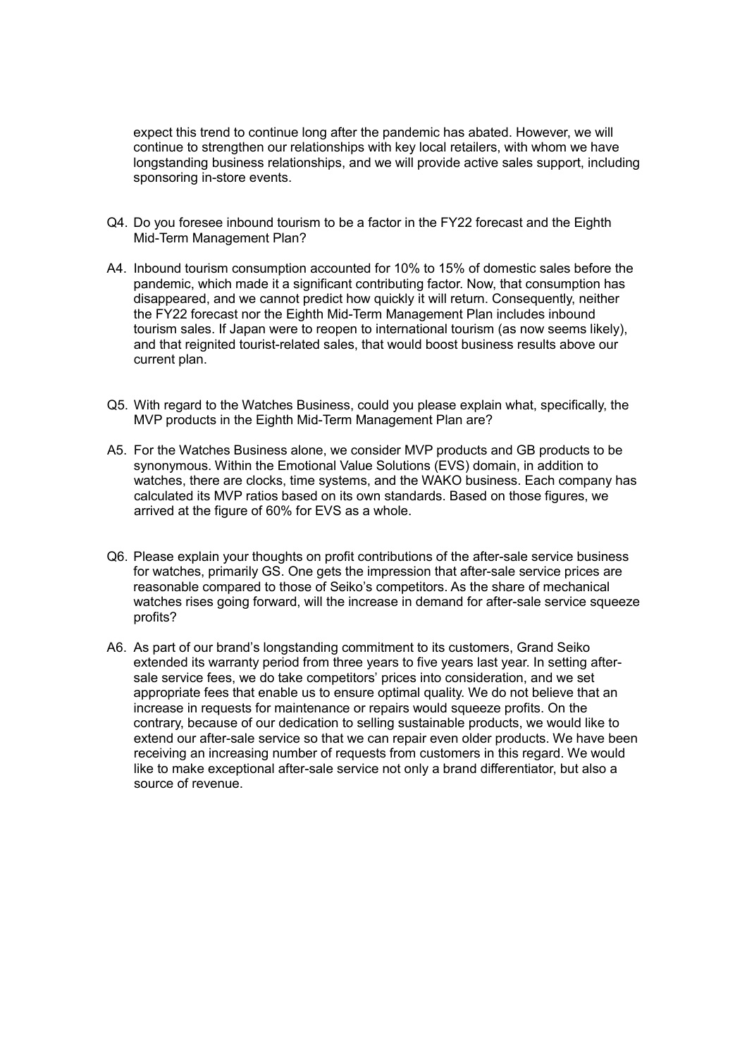expect this trend to continue long after the pandemic has abated. However, we will continue to strengthen our relationships with key local retailers, with whom we have longstanding business relationships, and we will provide active sales support, including sponsoring in-store events.

Q4. Do you foresee inbound tourism to be a factor in the FY22 forecast and the Eighth Mid-Term Management Plan?

A4. Inbound tourism consumption accounted for 10% to 15% of domestic sales before the pandemic, which made it a significant contributing factor. Now, that consumption has disappeared, and we cannot predict how quickly it will return. Consequently, neither the FY22 forecast nor the Eighth Mid-Term Management Plan includes inbound tourism sales. If Japan were to reopen to international tourism (as now seems likely), and that reignited tourist-related sales, that would boost business results above our current plan.

Q5. With regard to the Watches Business, could you please explain what, specifically, the MVP products in the Eighth Mid-Term Management Plan are?

A5. For the Watches Business alone, we consider MVP products and GB products to be synonymous. Within the Emotional Value Solutions (EVS) domain, in addition to watches, there are clocks, time systems, and the WAKO business. Each company has calculated its MVP ratios based on its own standards. Based on those figures, we arrived at the figure of 60% for EVS as a whole.

Q6. Please explain your thoughts on profit contributions of the after-sale service business for watches, primarily GS. One gets the impression that after-sale service prices are reasonable compared to those of Seiko's competitors. As the share of mechanical watches rises going forward, will the increase in demand for after-sale service squeeze profits?

A6. As part of our brand's longstanding commitment to its customers, Grand Seiko extended its warranty period from three years to five years last year. In setting after-sale service fees, we do take competitors' prices into consideration, and we set appropriate fees that enable us to ensure optimal quality. We do not believe that an increase in requests for maintenance or repairs would squeeze profits. On the contrary, because of our dedication to selling sustainable products, we would like to extend our after-sale service so that we can repair even older products. We have been receiving an increasing number of requests from customers in this regard. We would like to make exceptional after-sale service not only a brand differentiator, but also a source of revenue.